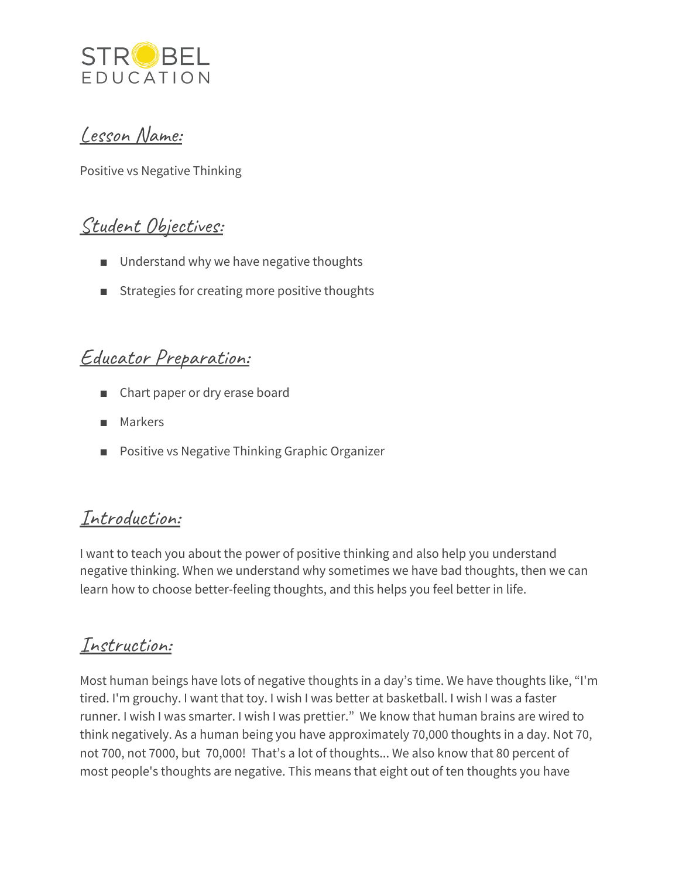STROBEL EDUCATION

## Lesson Name:

Positive vs Negative Thinking

## Student Objectives:

- Understand why we have negative thoughts
- Strategies for creating more positive thoughts

## Educator Preparation:

- Chart paper or dry erase board
- Markers
- Positive vs Negative Thinking Graphic Organizer

## Introduction:

I want to teach you about the power of positive thinking and also help you understand negative thinking. When we understand why sometimes we have bad thoughts, then we can learn how to choose better-feeling thoughts, and this helps you feel better in life.

## Instruction:

Most human beings have lots of negative thoughts in a day's time. We have thoughts like, "I'm tired. I'm grouchy. I want that toy. I wish I was better at basketball. I wish I was a faster runner. I wish I was smarter. I wish I was prettier." We know that human brains are wired to think negatively. As a human being you have approximately 70,000 thoughts in a day. Not 70, not 700, not 7000, but 70,000! That's a lot of thoughts... We also know that 80 percent of most people's thoughts are negative. This means that eight out of ten thoughts you have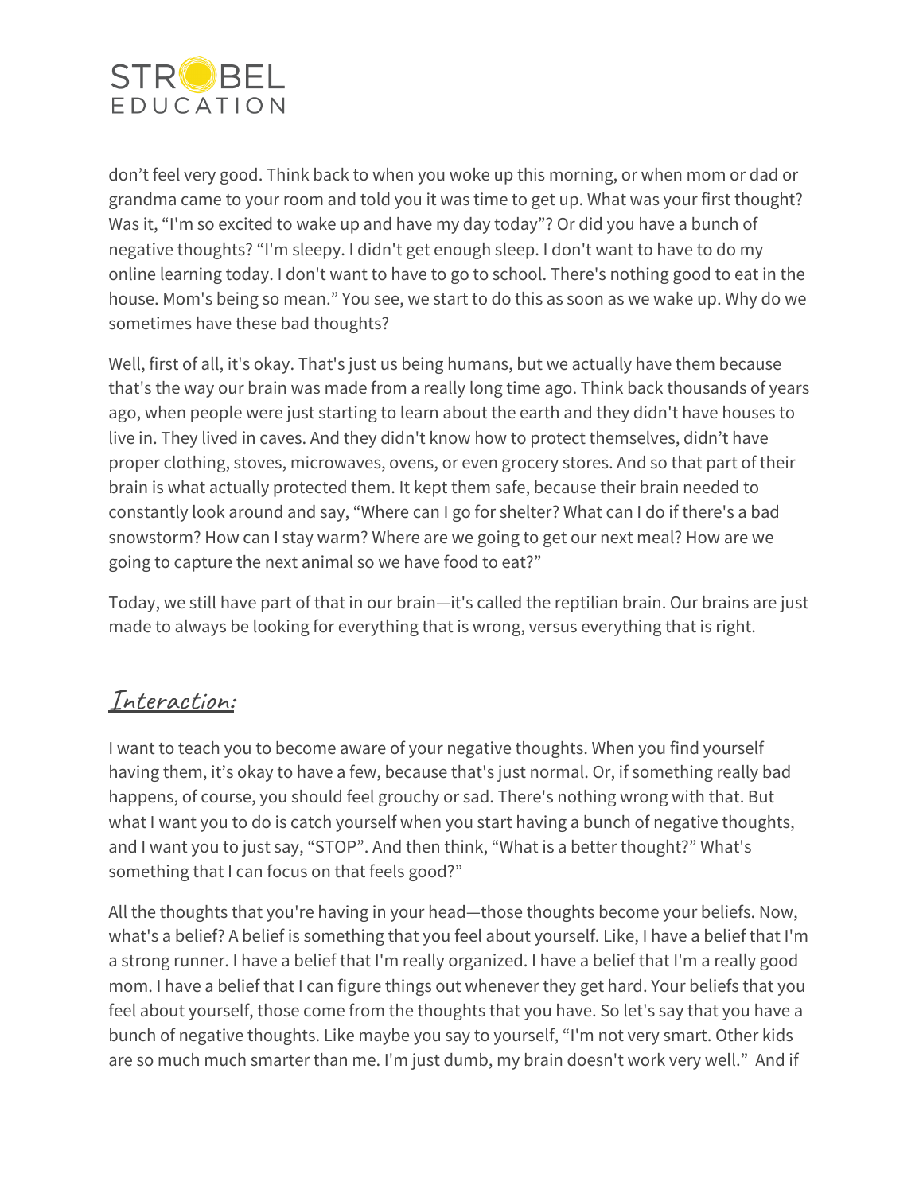don't feel very good. Think back to when you woke up this morning, or when mom or dad or grandma came to your room and told you it was time to get up. What was your first thought? Was it, "I'm so excited to wake up and have my day today"? Or did you have a bunch of negative thoughts? "I'm sleepy. I didn't get enough sleep. I don't want to have to do my online learning today. I don't want to have to go to school. There's nothing good to eat in the house. Mom's being so mean." You see, we start to do this as soon as we wake up. Why do we sometimes have these bad thoughts?

Well, first of all, it's okay. That's just us being humans, but we actually have them because that's the way our brain was made from a really long time ago. Think back thousands of years ago, when people were just starting to learn about the earth and they didn't have houses to live in. They lived in caves. And they didn't know how to protect themselves, didn't have proper clothing, stoves, microwaves, ovens, or even grocery stores. And so that part of their brain is what actually protected them. It kept them safe, because their brain needed to constantly look around and say, "Where can I go for shelter? What can I do if there's a bad snowstorm? How can I stay warm? Where are we going to get our next meal? How are we going to capture the next animal so we have food to eat?"

Today, we still have part of that in our brain—it's called the reptilian brain. Our brains are just made to always be looking for everything that is wrong, versus everything that is right.

## Interaction:

I want to teach you to become aware of your negative thoughts. When you find yourself having them, it's okay to have a few, because that's just normal. Or, if something really bad happens, of course, you should feel grouchy or sad. There's nothing wrong with that. But what I want you to do is catch yourself when you start having a bunch of negative thoughts, and I want you to just say, "STOP". And then think, "What is a better thought?" What's something that I can focus on that feels good?"

All the thoughts that you're having in your head—those thoughts become your beliefs. Now, what's a belief? A belief is something that you feel about yourself. Like, I have a belief that I'm a strong runner. I have a belief that I'm really organized. I have a belief that I'm a really good mom. I have a belief that I can figure things out whenever they get hard. Your beliefs that you feel about yourself, those come from the thoughts that you have. So let's say that you have a bunch of negative thoughts. Like maybe you say to yourself, "I'm not very smart. Other kids are so much much smarter than me. I'm just dumb, my brain doesn't work very well." And if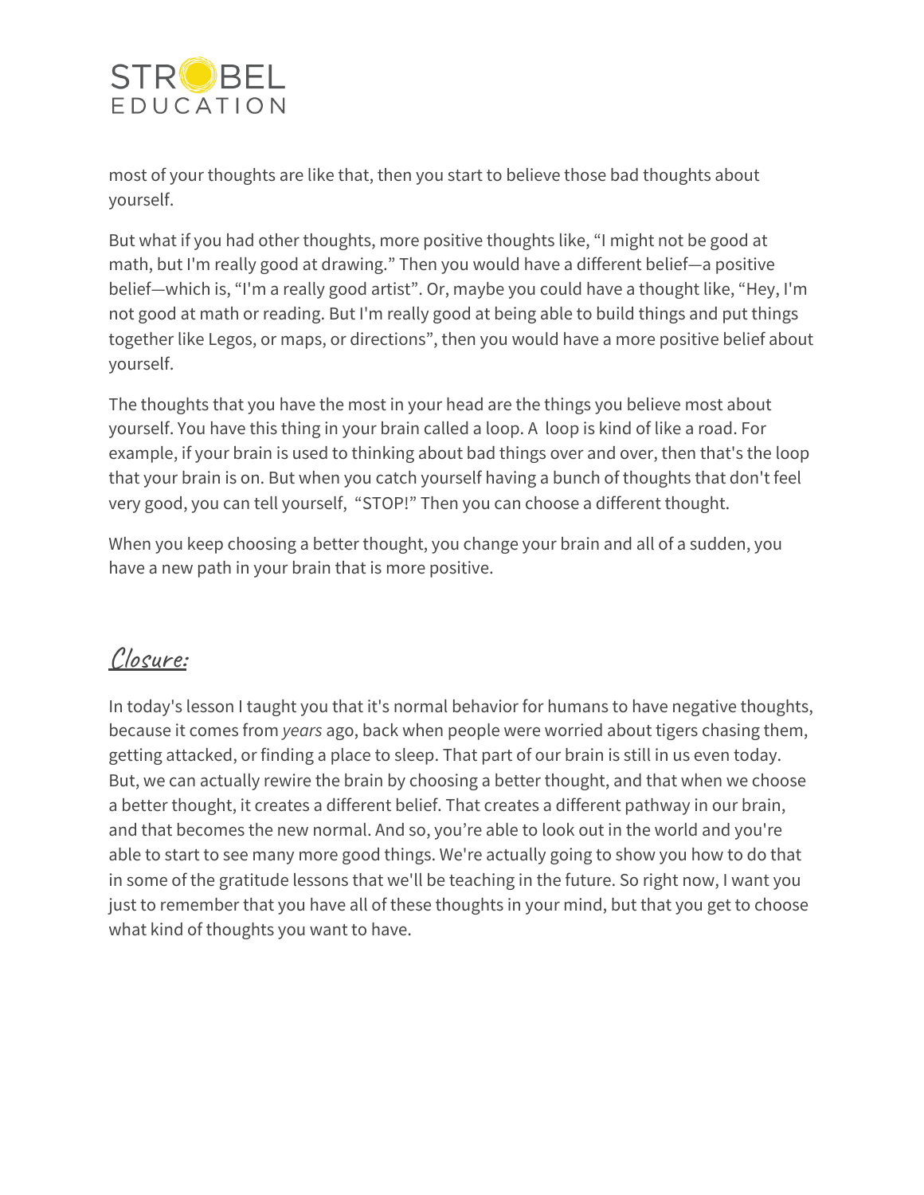most of your thoughts are like that, then you start to believe those bad thoughts about yourself.

But what if you had other thoughts, more positive thoughts like, “I might not be good at math, but I'm really good at drawing.” Then you would have a different belief—a positive belief—which is, “I'm a really good artist”. Or, maybe you could have a thought like, “Hey, I'm not good at math or reading. But I'm really good at being able to build things and put things together like Legos, or maps, or directions”, then you would have a more positive belief about yourself.

The thoughts that you have the most in your head are the things you believe most about yourself. You have this thing in your brain called a loop. A loop is kind of like a road. For example, if your brain is used to thinking about bad things over and over, then that's the loop that your brain is on. But when you catch yourself having a bunch of thoughts that don't feel very good, you can tell yourself, “STOP!” Then you can choose a different thought.

When you keep choosing a better thought, you change your brain and all of a sudden, you have a new path in your brain that is more positive.

## Closure:

In today's lesson I taught you that it's normal behavior for humans to have negative thoughts, because it comes from *years* ago, back when people were worried about tigers chasing them, getting attacked, or finding a place to sleep. That part of our brain is still in us even today. But, we can actually rewire the brain by choosing a better thought, and that when we choose a better thought, it creates a different belief. That creates a different pathway in our brain, and that becomes the new normal. And so, you're able to look out in the world and you're able to start to see many more good things. We're actually going to show you how to do that in some of the gratitude lessons that we'll be teaching in the future. So right now, I want you just to remember that you have all of these thoughts in your mind, but that you get to choose what kind of thoughts you want to have.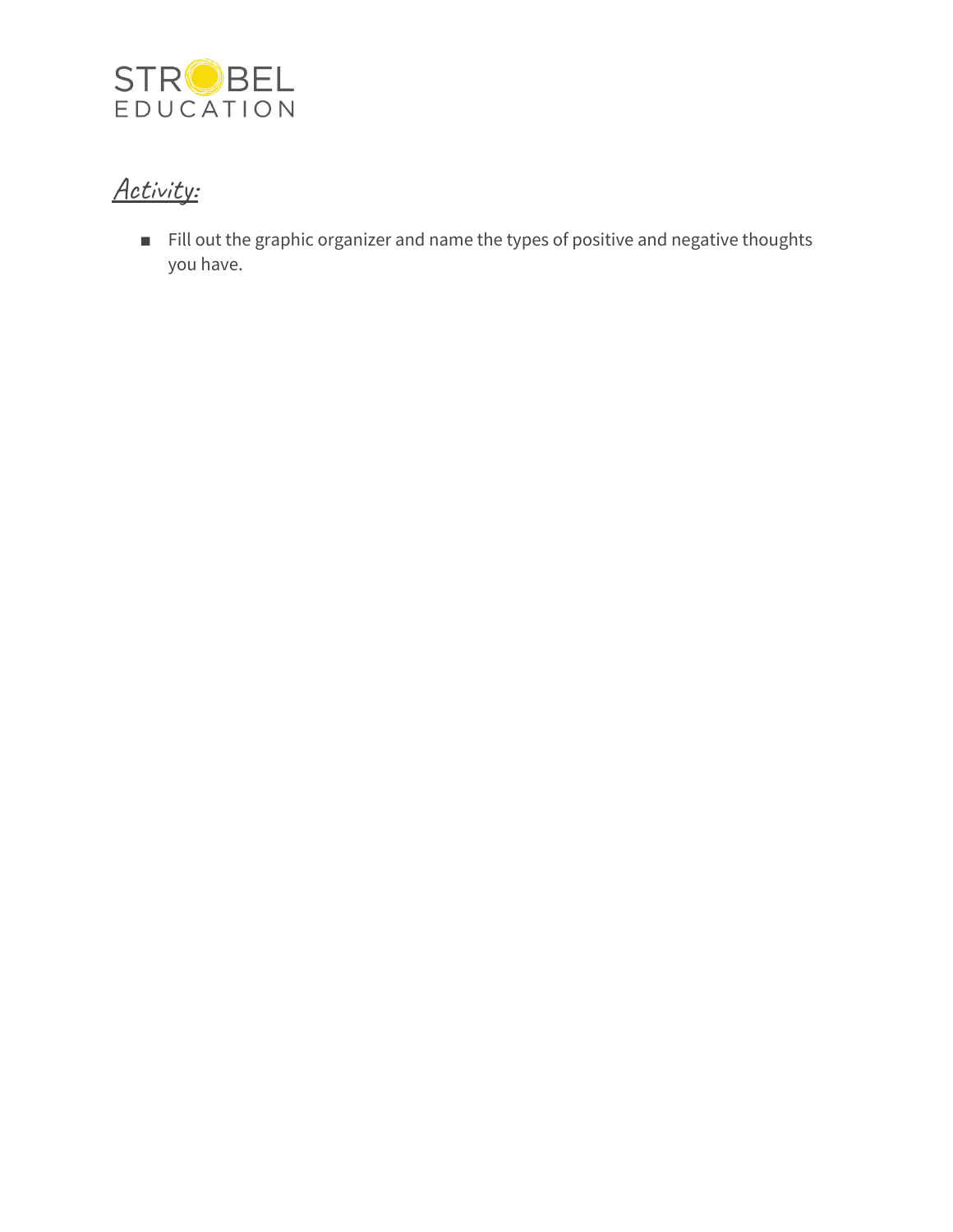STROBEL EDUCATION

## Activity:

- Fill out the graphic organizer and name the types of positive and negative thoughts you have.